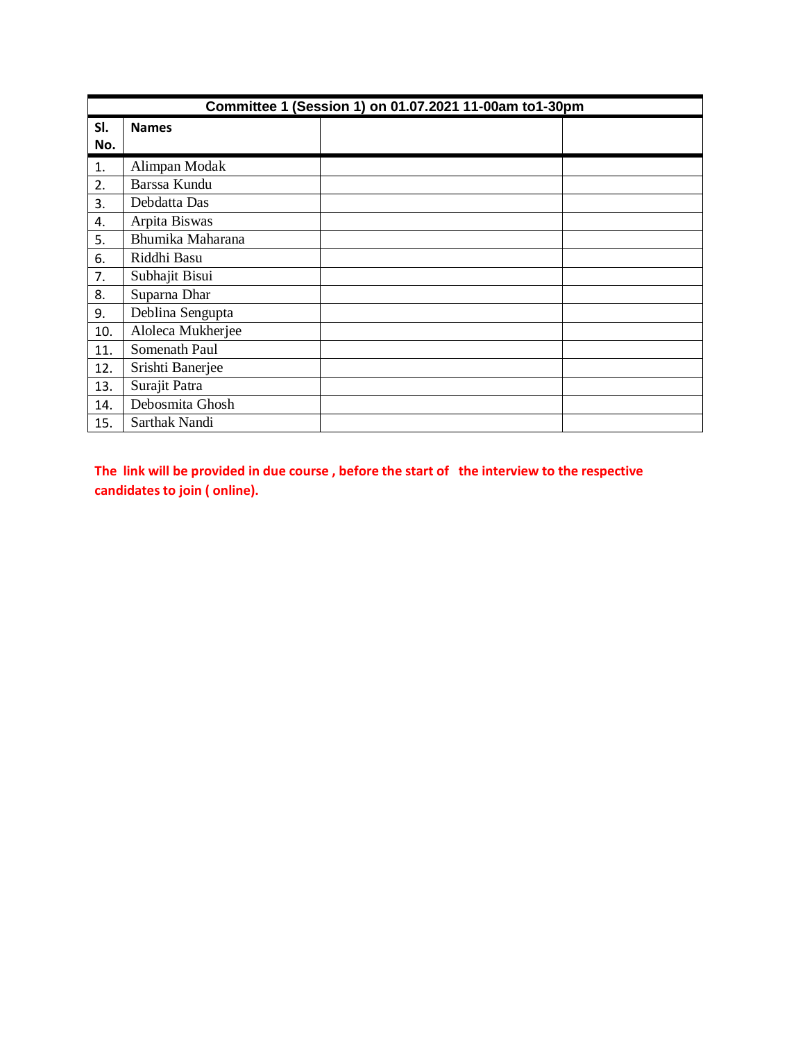| Committee 1 (Session 1) on 01.07.2021 11-00am to1-30pm | | | |
|---|---|---|---|
| **Sl. No.** | **Names** | | |
| 1. | Alimpan Modak | | |
| 2. | Barssa Kundu | | |
| 3. | Debdatta Das | | |
| 4. | Arpita Biswas | | |
| 5. | Bhumika Maharana | | |
| 6. | Riddhi Basu | | |
| 7. | Subhajit Bisui | | |
| 8. | Suparna Dhar | | |
| 9. | Deblina Sengupta | | |
| 10. | Aloleca Mukherjee | | |
| 11. | Somenath Paul | | |
| 12. | Srishti Banerjee | | |
| 13. | Surajit Patra | | |
| 14. | Debosmita Ghosh | | |
| 15. | Sarthak Nandi | | |

**The link will be provided in due course , before the start of the interview to the respective candidates to join ( online).**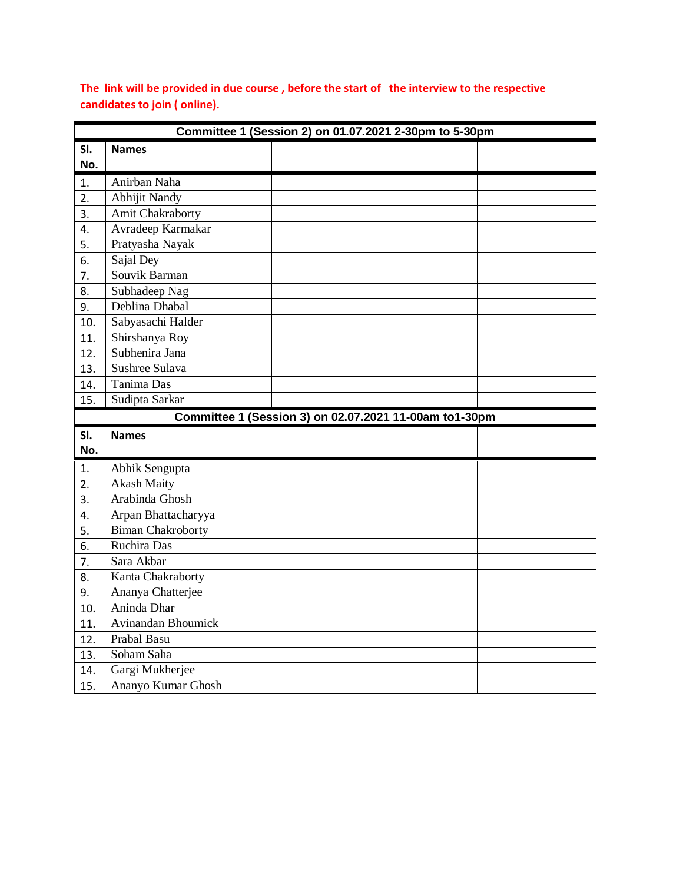**The link will be provided in due course , before the start of the interview to the respective candidates to join ( online).**

| Committee 1 (Session 2) on 01.07.2021 2-30pm to 5-30pm | | | |
|---|---|---|---|
| **Sl. No.** | **Names** | | |
| 1. | Anirban Naha | | |
| 2. | Abhijit Nandy | | |
| 3. | Amit Chakraborty | | |
| 4. | Avradeep Karmakar | | |
| 5. | Pratyasha Nayak | | |
| 6. | Sajal Dey | | |
| 7. | Souvik Barman | | |
| 8. | Subhadeep Nag | | |
| 9. | Deblina Dhabal | | |
| 10. | Sabyasachi Halder | | |
| 11. | Shirshanya Roy | | |
| 12. | Subhenira Jana | | |
| 13. | Sushree Sulava | | |
| 14. | Tanima Das | | |
| 15. | Sudipta Sarkar | | |

| Committee 1 (Session 3) on 02.07.2021 11-00am to1-30pm | | | |
|---|---|---|---|
| **Sl. No.** | **Names** | | |
| 1. | Abhik Sengupta | | |
| 2. | Akash Maity | | |
| 3. | Arabinda Ghosh | | |
| 4. | Arpan Bhattacharyya | | |
| 5. | Biman Chakroborty | | |
| 6. | Ruchira Das | | |
| 7. | Sara Akbar | | |
| 8. | Kanta Chakraborty | | |
| 9. | Ananya Chatterjee | | |
| 10. | Aninda Dhar | | |
| 11. | Avinandan Bhoumick | | |
| 12. | Prabal Basu | | |
| 13. | Soham Saha | | |
| 14. | Gargi Mukherjee | | |
| 15. | Ananyo Kumar Ghosh | | |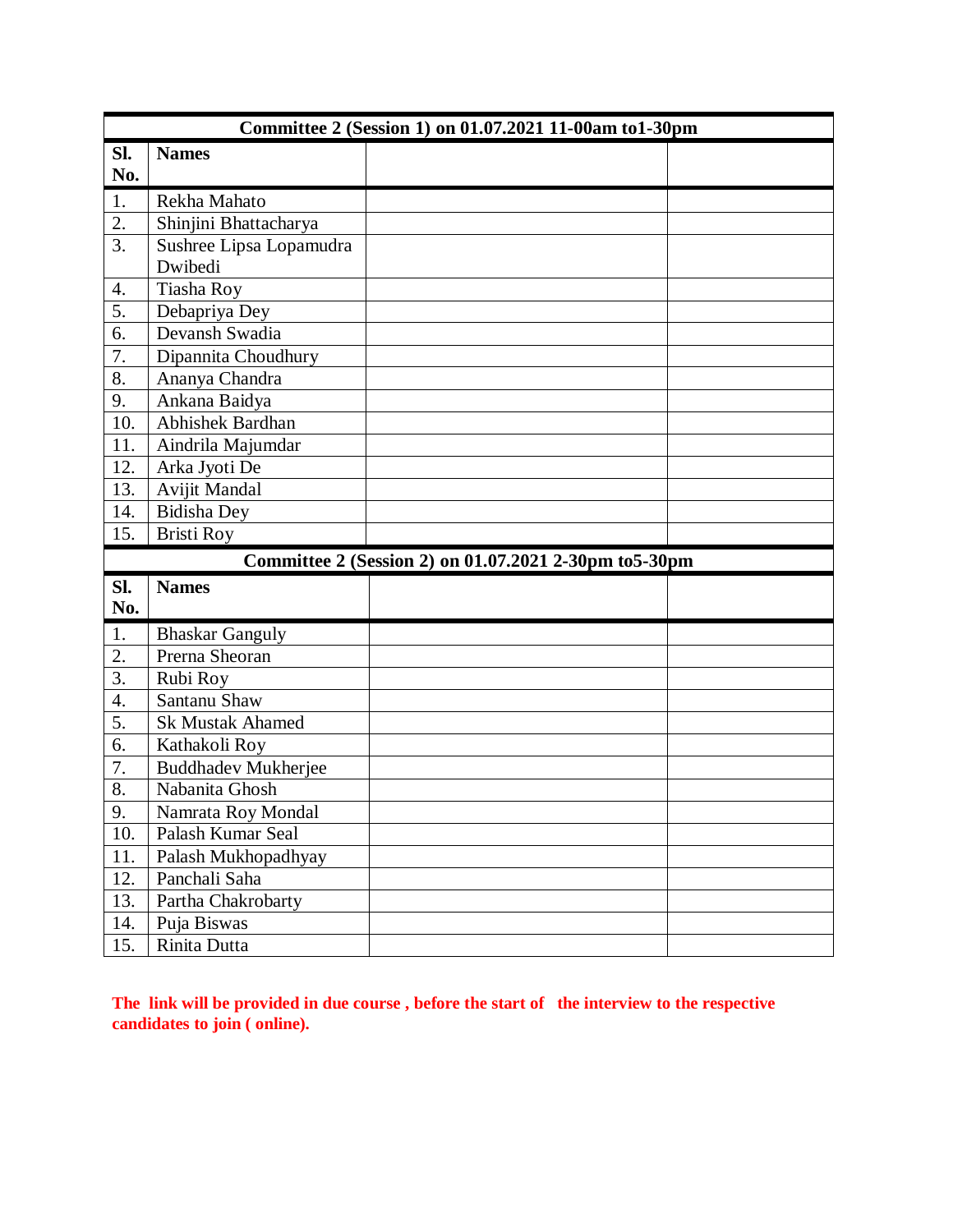| Committee 2 (Session 1) on 01.07.2021 11-00am to1-30pm | | | |
|---|---|---|---|
| **Sl. No.** | **Names** | | |
| 1. | Rekha Mahato | | |
| 2. | Shinjini Bhattacharya | | |
| 3. | Sushree Lipsa Lopamudra Dwibedi | | |
| 4. | Tiasha Roy | | |
| 5. | Debapriya Dey | | |
| 6. | Devansh Swadia | | |
| 7. | Dipannita Choudhury | | |
| 8. | Ananya Chandra | | |
| 9. | Ankana Baidya | | |
| 10. | Abhishek Bardhan | | |
| 11. | Aindrila Majumdar | | |
| 12. | Arka Jyoti De | | |
| 13. | Avijit Mandal | | |
| 14. | Bidisha Dey | | |
| 15. | Bristi Roy | | |

| Committee 2 (Session 2) on 01.07.2021 2-30pm to5-30pm | | | |
|---|---|---|---|
| **Sl. No.** | **Names** | | |
| 1. | Bhaskar Ganguly | | |
| 2. | Prerna Sheoran | | |
| 3. | Rubi Roy | | |
| 4. | Santanu Shaw | | |
| 5. | Sk Mustak Ahamed | | |
| 6. | Kathakoli Roy | | |
| 7. | Buddhadev Mukherjee | | |
| 8. | Nabanita Ghosh | | |
| 9. | Namrata Roy Mondal | | |
| 10. | Palash Kumar Seal | | |
| 11. | Palash Mukhopadhyay | | |
| 12. | Panchali Saha | | |
| 13. | Partha Chakrobarty | | |
| 14. | Puja Biswas | | |
| 15. | Rinita Dutta | | |

**The link will be provided in due course , before the start of the interview to the respective candidates to join ( online).**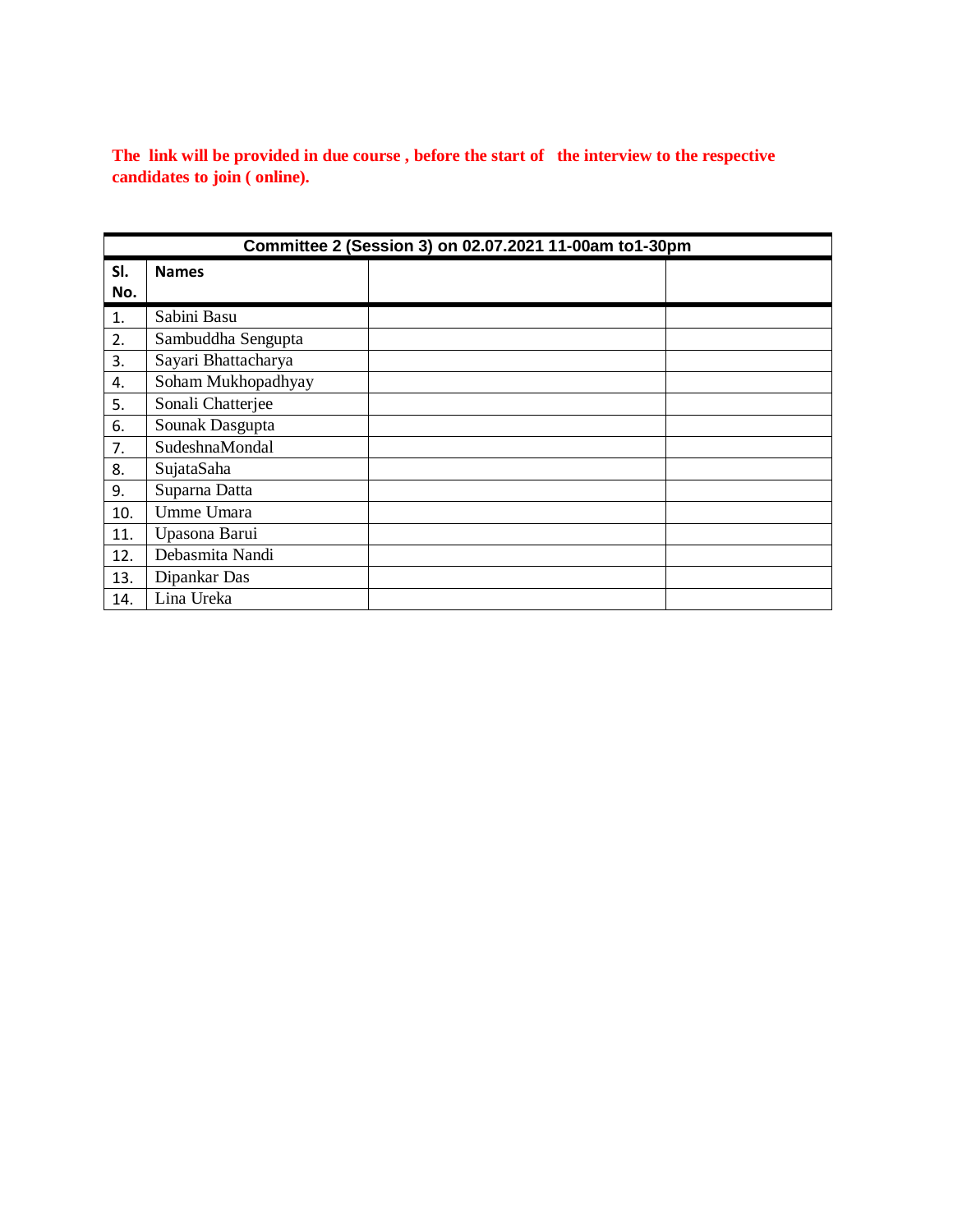**The link will be provided in due course , before the start of the interview to the respective candidates to join ( online).**

| Committee 2 (Session 3) on 02.07.2021 11-00am to1-30pm | | | |
|---|---|---|---|
| **Sl. No.** | **Names** | | |
| 1. | Sabini Basu | | |
| 2. | Sambuddha Sengupta | | |
| 3. | Sayari Bhattacharya | | |
| 4. | Soham Mukhopadhyay | | |
| 5. | Sonali Chatterjee | | |
| 6. | Sounak Dasgupta | | |
| 7. | SudeshnaMondal | | |
| 8. | SujataSaha | | |
| 9. | Suparna Datta | | |
| 10. | Umme Umara | | |
| 11. | Upasona Barui | | |
| 12. | Debasmita Nandi | | |
| 13. | Dipankar Das | | |
| 14. | Lina Ureka | | |